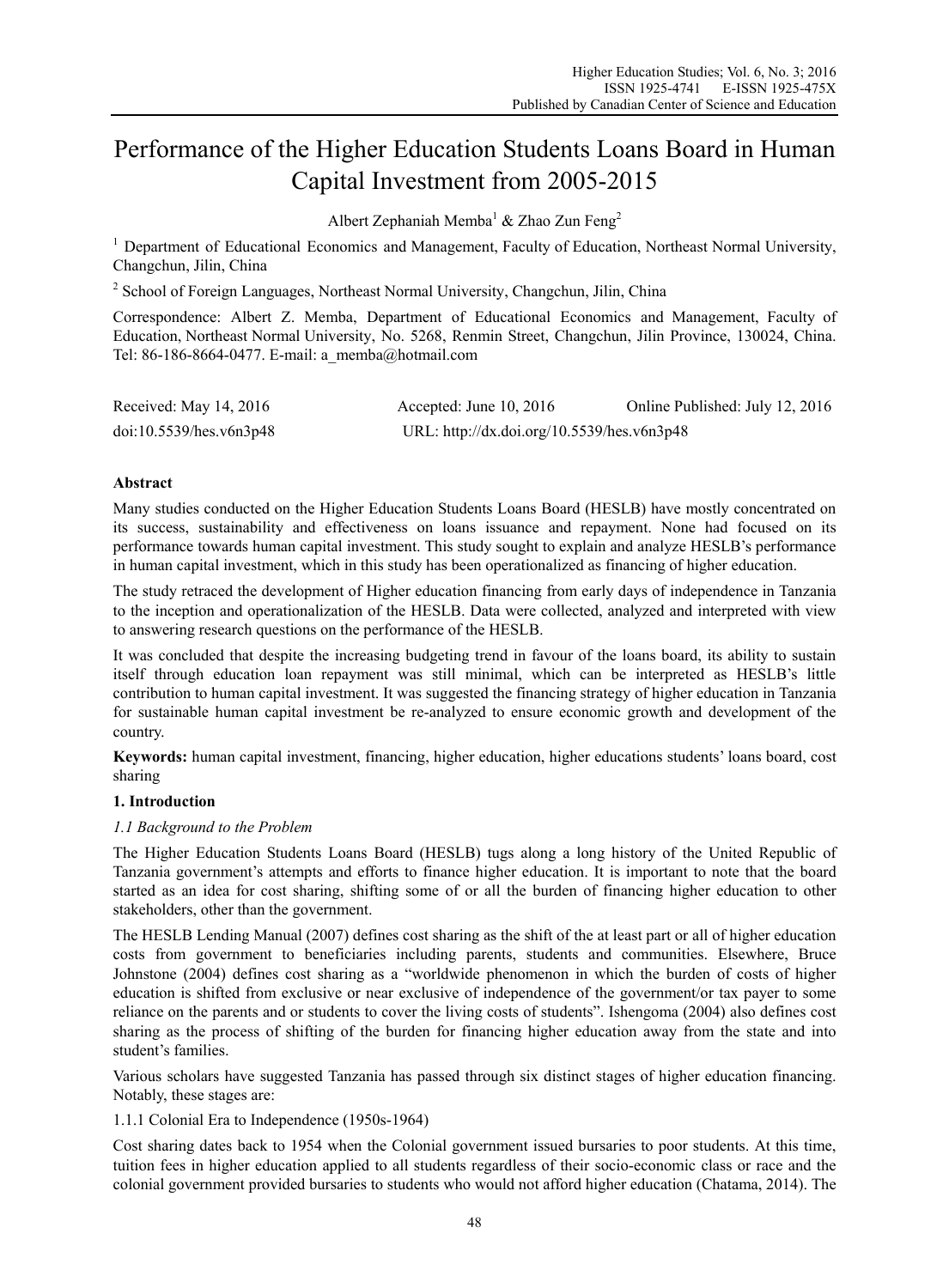# Performance of the Higher Education Students Loans Board in Human Capital Investment from 2005-2015

Albert Zephaniah Memba[1] & Zhao Zun Feng[2]

[1] Department of Educational Economics and Management, Faculty of Education, Northeast Normal University, Changchun, Jilin, China

[2] School of Foreign Languages, Northeast Normal University, Changchun, Jilin, China

Correspondence: Albert Z. Memba, Department of Educational Economics and Management, Faculty of Education, Northeast Normal University, No. 5268, Renmin Street, Changchun, Jilin Province, 130024, China. Tel: 86-186-8664-0477. E-mail: a_memba@hotmail.com

Received: May 14, 2016 Accepted: June 10, 2016 Online Published: July 12, 2016

doi:10.5539/hes.v6n3p48 URL: http://dx.doi.org/10.5539/hes.v6n3p48

## Abstract

Many studies conducted on the Higher Education Students Loans Board (HESLB) have mostly concentrated on its success, sustainability and effectiveness on loans issuance and repayment. None had focused on its performance towards human capital investment. This study sought to explain and analyze HESLB's performance in human capital investment, which in this study has been operationalized as financing of higher education.

The study retraced the development of Higher education financing from early days of independence in Tanzania to the inception and operationalization of the HESLB. Data were collected, analyzed and interpreted with view to answering research questions on the performance of the HESLB.

It was concluded that despite the increasing budgeting trend in favour of the loans board, its ability to sustain itself through education loan repayment was still minimal, which can be interpreted as HESLB's little contribution to human capital investment. It was suggested the financing strategy of higher education in Tanzania for sustainable human capital investment be re-analyzed to ensure economic growth and development of the country.

**Keywords:** human capital investment, financing, higher education, higher educations students' loans board, cost sharing

## 1. Introduction

### *1.1 Background to the Problem*

The Higher Education Students Loans Board (HESLB) tugs along a long history of the United Republic of Tanzania government's attempts and efforts to finance higher education. It is important to note that the board started as an idea for cost sharing, shifting some of or all the burden of financing higher education to other stakeholders, other than the government.

The HESLB Lending Manual (2007) defines cost sharing as the shift of the at least part or all of higher education costs from government to beneficiaries including parents, students and communities. Elsewhere, Bruce Johnstone (2004) defines cost sharing as a "worldwide phenomenon in which the burden of costs of higher education is shifted from exclusive or near exclusive of independence of the government/or tax payer to some reliance on the parents and or students to cover the living costs of students". Ishengoma (2004) also defines cost sharing as the process of shifting of the burden for financing higher education away from the state and into student's families.

Various scholars have suggested Tanzania has passed through six distinct stages of higher education financing. Notably, these stages are:

1.1.1 Colonial Era to Independence (1950s-1964)

Cost sharing dates back to 1954 when the Colonial government issued bursaries to poor students. At this time, tuition fees in higher education applied to all students regardless of their socio-economic class or race and the colonial government provided bursaries to students who would not afford higher education (Chatama, 2014). The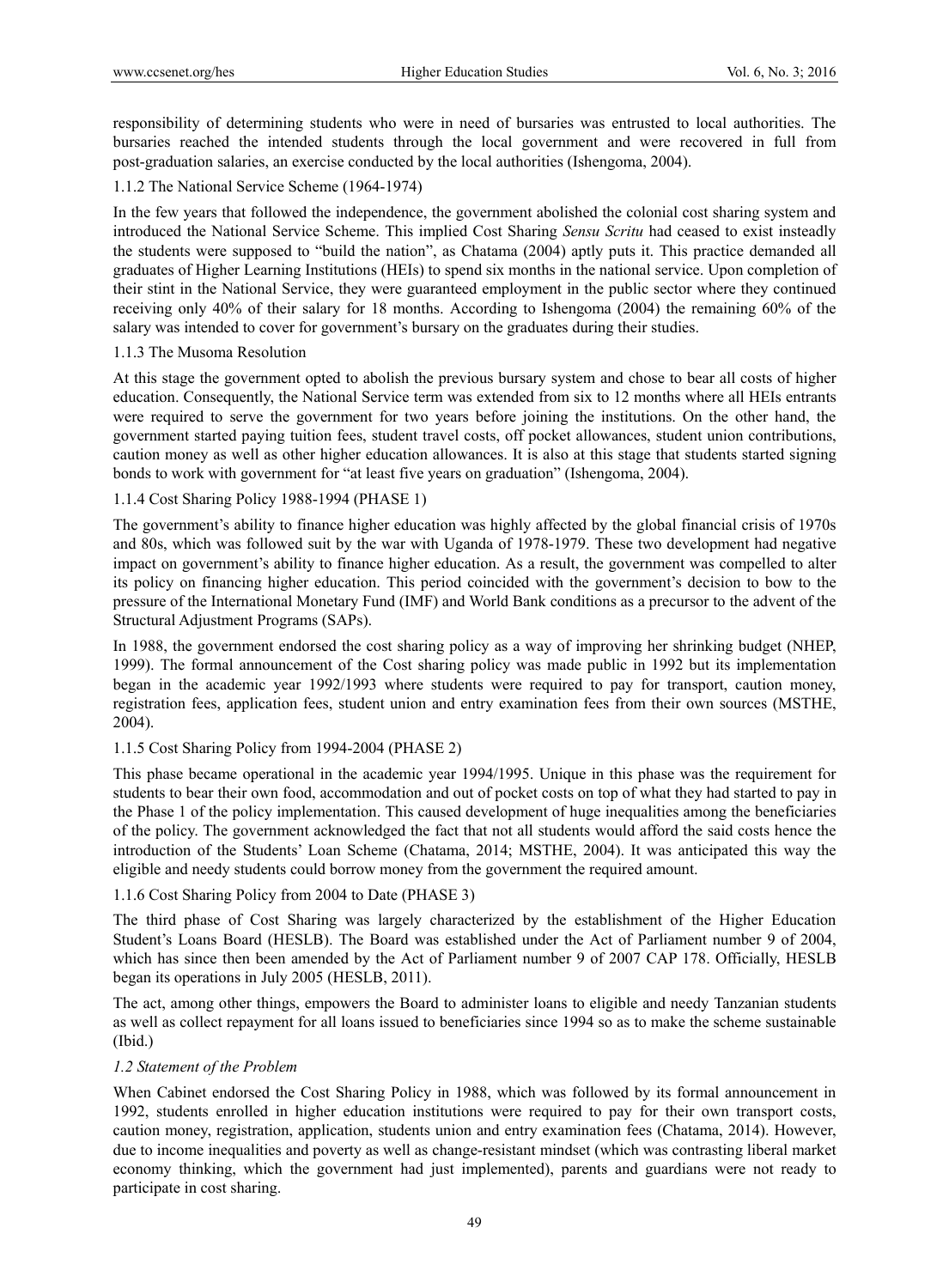responsibility of determining students who were in need of bursaries was entrusted to local authorities. The bursaries reached the intended students through the local government and were recovered in full from post-graduation salaries, an exercise conducted by the local authorities (Ishengoma, 2004).

#### 1.1.2 The National Service Scheme (1964-1974)

In the few years that followed the independence, the government abolished the colonial cost sharing system and introduced the National Service Scheme. This implied Cost Sharing *Sensu Scritu* had ceased to exist insteadly the students were supposed to "build the nation", as Chatama (2004) aptly puts it. This practice demanded all graduates of Higher Learning Institutions (HEIs) to spend six months in the national service. Upon completion of their stint in the National Service, they were guaranteed employment in the public sector where they continued receiving only 40% of their salary for 18 months. According to Ishengoma (2004) the remaining 60% of the salary was intended to cover for government's bursary on the graduates during their studies.

#### 1.1.3 The Musoma Resolution

At this stage the government opted to abolish the previous bursary system and chose to bear all costs of higher education. Consequently, the National Service term was extended from six to 12 months where all HEIs entrants were required to serve the government for two years before joining the institutions. On the other hand, the government started paying tuition fees, student travel costs, off pocket allowances, student union contributions, caution money as well as other higher education allowances. It is also at this stage that students started signing bonds to work with government for "at least five years on graduation" (Ishengoma, 2004).

#### 1.1.4 Cost Sharing Policy 1988-1994 (PHASE 1)

The government's ability to finance higher education was highly affected by the global financial crisis of 1970s and 80s, which was followed suit by the war with Uganda of 1978-1979. These two development had negative impact on government's ability to finance higher education. As a result, the government was compelled to alter its policy on financing higher education. This period coincided with the government's decision to bow to the pressure of the International Monetary Fund (IMF) and World Bank conditions as a precursor to the advent of the Structural Adjustment Programs (SAPs).

In 1988, the government endorsed the cost sharing policy as a way of improving her shrinking budget (NHEP, 1999). The formal announcement of the Cost sharing policy was made public in 1992 but its implementation began in the academic year 1992/1993 where students were required to pay for transport, caution money, registration fees, application fees, student union and entry examination fees from their own sources (MSTHE, 2004).

#### 1.1.5 Cost Sharing Policy from 1994-2004 (PHASE 2)

This phase became operational in the academic year 1994/1995. Unique in this phase was the requirement for students to bear their own food, accommodation and out of pocket costs on top of what they had started to pay in the Phase 1 of the policy implementation. This caused development of huge inequalities among the beneficiaries of the policy. The government acknowledged the fact that not all students would afford the said costs hence the introduction of the Students' Loan Scheme (Chatama, 2014; MSTHE, 2004). It was anticipated this way the eligible and needy students could borrow money from the government the required amount.

#### 1.1.6 Cost Sharing Policy from 2004 to Date (PHASE 3)

The third phase of Cost Sharing was largely characterized by the establishment of the Higher Education Student's Loans Board (HESLB). The Board was established under the Act of Parliament number 9 of 2004, which has since then been amended by the Act of Parliament number 9 of 2007 CAP 178. Officially, HESLB began its operations in July 2005 (HESLB, 2011).

The act, among other things, empowers the Board to administer loans to eligible and needy Tanzanian students as well as collect repayment for all loans issued to beneficiaries since 1994 so as to make the scheme sustainable (Ibid.)

### *1.2 Statement of the Problem*

When Cabinet endorsed the Cost Sharing Policy in 1988, which was followed by its formal announcement in 1992, students enrolled in higher education institutions were required to pay for their own transport costs, caution money, registration, application, students union and entry examination fees (Chatama, 2014). However, due to income inequalities and poverty as well as change-resistant mindset (which was contrasting liberal market economy thinking, which the government had just implemented), parents and guardians were not ready to participate in cost sharing.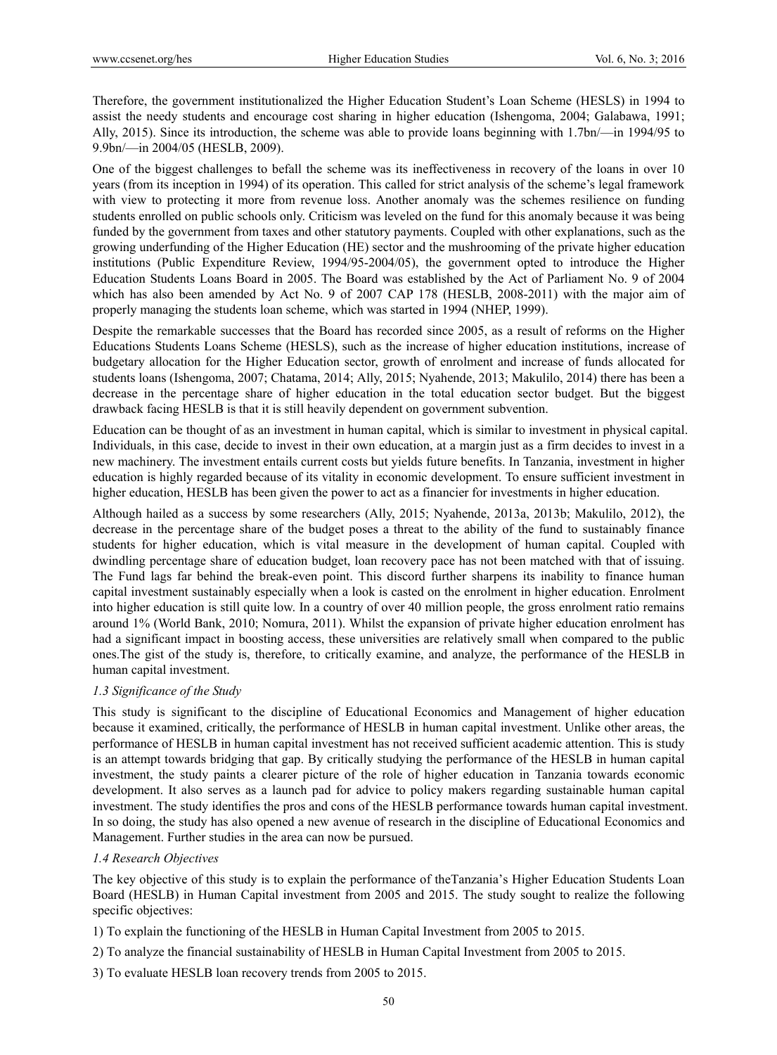Therefore, the government institutionalized the Higher Education Student's Loan Scheme (HESLS) in 1994 to assist the needy students and encourage cost sharing in higher education (Ishengoma, 2004; Galabawa, 1991; Ally, 2015). Since its introduction, the scheme was able to provide loans beginning with 1.7bn/—in 1994/95 to 9.9bn/—in 2004/05 (HESLB, 2009).

One of the biggest challenges to befall the scheme was its ineffectiveness in recovery of the loans in over 10 years (from its inception in 1994) of its operation. This called for strict analysis of the scheme's legal framework with view to protecting it more from revenue loss. Another anomaly was the schemes resilience on funding students enrolled on public schools only. Criticism was leveled on the fund for this anomaly because it was being funded by the government from taxes and other statutory payments. Coupled with other explanations, such as the growing underfunding of the Higher Education (HE) sector and the mushrooming of the private higher education institutions (Public Expenditure Review, 1994/95-2004/05), the government opted to introduce the Higher Education Students Loans Board in 2005. The Board was established by the Act of Parliament No. 9 of 2004 which has also been amended by Act No. 9 of 2007 CAP 178 (HESLB, 2008-2011) with the major aim of properly managing the students loan scheme, which was started in 1994 (NHEP, 1999).

Despite the remarkable successes that the Board has recorded since 2005, as a result of reforms on the Higher Educations Students Loans Scheme (HESLS), such as the increase of higher education institutions, increase of budgetary allocation for the Higher Education sector, growth of enrolment and increase of funds allocated for students loans (Ishengoma, 2007; Chatama, 2014; Ally, 2015; Nyahende, 2013; Makulilo, 2014) there has been a decrease in the percentage share of higher education in the total education sector budget. But the biggest drawback facing HESLB is that it is still heavily dependent on government subvention.

Education can be thought of as an investment in human capital, which is similar to investment in physical capital. Individuals, in this case, decide to invest in their own education, at a margin just as a firm decides to invest in a new machinery. The investment entails current costs but yields future benefits. In Tanzania, investment in higher education is highly regarded because of its vitality in economic development. To ensure sufficient investment in higher education, HESLB has been given the power to act as a financier for investments in higher education.

Although hailed as a success by some researchers (Ally, 2015; Nyahende, 2013a, 2013b; Makulilo, 2012), the decrease in the percentage share of the budget poses a threat to the ability of the fund to sustainably finance students for higher education, which is vital measure in the development of human capital. Coupled with dwindling percentage share of education budget, loan recovery pace has not been matched with that of issuing. The Fund lags far behind the break-even point. This discord further sharpens its inability to finance human capital investment sustainably especially when a look is casted on the enrolment in higher education. Enrolment into higher education is still quite low. In a country of over 40 million people, the gross enrolment ratio remains around 1% (World Bank, 2010; Nomura, 2011). Whilst the expansion of private higher education enrolment has had a significant impact in boosting access, these universities are relatively small when compared to the public ones.The gist of the study is, therefore, to critically examine, and analyze, the performance of the HESLB in human capital investment.

### *1.3 Significance of the Study*

This study is significant to the discipline of Educational Economics and Management of higher education because it examined, critically, the performance of HESLB in human capital investment. Unlike other areas, the performance of HESLB in human capital investment has not received sufficient academic attention. This is study is an attempt towards bridging that gap. By critically studying the performance of the HESLB in human capital investment, the study paints a clearer picture of the role of higher education in Tanzania towards economic development. It also serves as a launch pad for advice to policy makers regarding sustainable human capital investment. The study identifies the pros and cons of the HESLB performance towards human capital investment. In so doing, the study has also opened a new avenue of research in the discipline of Educational Economics and Management. Further studies in the area can now be pursued.

### *1.4 Research Objectives*

The key objective of this study is to explain the performance of theTanzania's Higher Education Students Loan Board (HESLB) in Human Capital investment from 2005 and 2015. The study sought to realize the following specific objectives:

1) To explain the functioning of the HESLB in Human Capital Investment from 2005 to 2015.

2) To analyze the financial sustainability of HESLB in Human Capital Investment from 2005 to 2015.

3) To evaluate HESLB loan recovery trends from 2005 to 2015.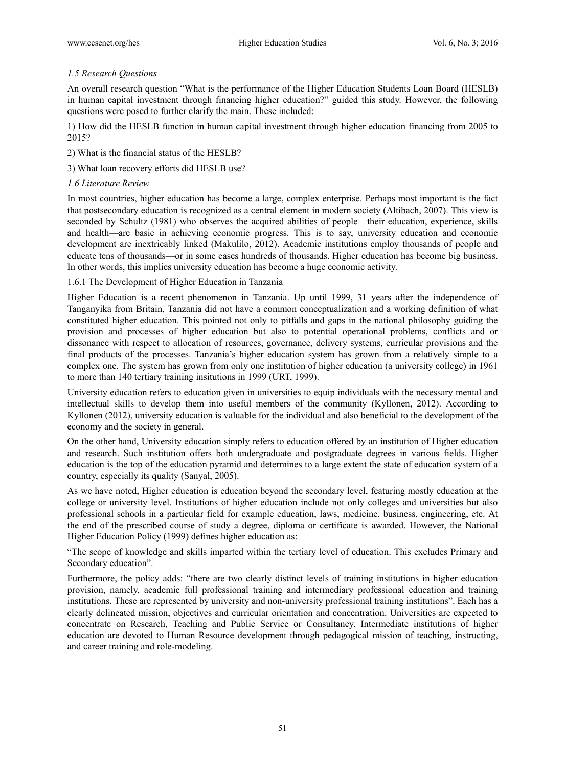### *1.5 Research Questions*

An overall research question "What is the performance of the Higher Education Students Loan Board (HESLB) in human capital investment through financing higher education?" guided this study. However, the following questions were posed to further clarify the main. These included:

1) How did the HESLB function in human capital investment through higher education financing from 2005 to 2015?

2) What is the financial status of the HESLB?

3) What loan recovery efforts did HESLB use?

### *1.6 Literature Review*

In most countries, higher education has become a large, complex enterprise. Perhaps most important is the fact that postsecondary education is recognized as a central element in modern society (Altibach, 2007). This view is seconded by Schultz (1981) who observes the acquired abilities of people—their education, experience, skills and health—are basic in achieving economic progress. This is to say, university education and economic development are inextricably linked (Makulilo, 2012). Academic institutions employ thousands of people and educate tens of thousands—or in some cases hundreds of thousands. Higher education has become big business. In other words, this implies university education has become a huge economic activity.

#### 1.6.1 The Development of Higher Education in Tanzania

Higher Education is a recent phenomenon in Tanzania. Up until 1999, 31 years after the independence of Tanganyika from Britain, Tanzania did not have a common conceptualization and a working definition of what constituted higher education. This pointed not only to pitfalls and gaps in the national philosophy guiding the provision and processes of higher education but also to potential operational problems, conflicts and or dissonance with respect to allocation of resources, governance, delivery systems, curricular provisions and the final products of the processes. Tanzania's higher education system has grown from a relatively simple to a complex one. The system has grown from only one institution of higher education (a university college) in 1961 to more than 140 tertiary training insitutions in 1999 (URT, 1999).

University education refers to education given in universities to equip individuals with the necessary mental and intellectual skills to develop them into useful members of the community (Kyllonen, 2012). According to Kyllonen (2012), university education is valuable for the individual and also beneficial to the development of the economy and the society in general.

On the other hand, University education simply refers to education offered by an institution of Higher education and research. Such institution offers both undergraduate and postgraduate degrees in various fields. Higher education is the top of the education pyramid and determines to a large extent the state of education system of a country, especially its quality (Sanyal, 2005).

As we have noted, Higher education is education beyond the secondary level, featuring mostly education at the college or university level. Institutions of higher education include not only colleges and universities but also professional schools in a particular field for example education, laws, medicine, business, engineering, etc. At the end of the prescribed course of study a degree, diploma or certificate is awarded. However, the National Higher Education Policy (1999) defines higher education as:

"The scope of knowledge and skills imparted within the tertiary level of education. This excludes Primary and Secondary education".

Furthermore, the policy adds: "there are two clearly distinct levels of training institutions in higher education provision, namely, academic full professional training and intermediary professional education and training institutions. These are represented by university and non-university professional training institutions". Each has a clearly delineated mission, objectives and curricular orientation and concentration. Universities are expected to concentrate on Research, Teaching and Public Service or Consultancy. Intermediate institutions of higher education are devoted to Human Resource development through pedagogical mission of teaching, instructing, and career training and role-modeling.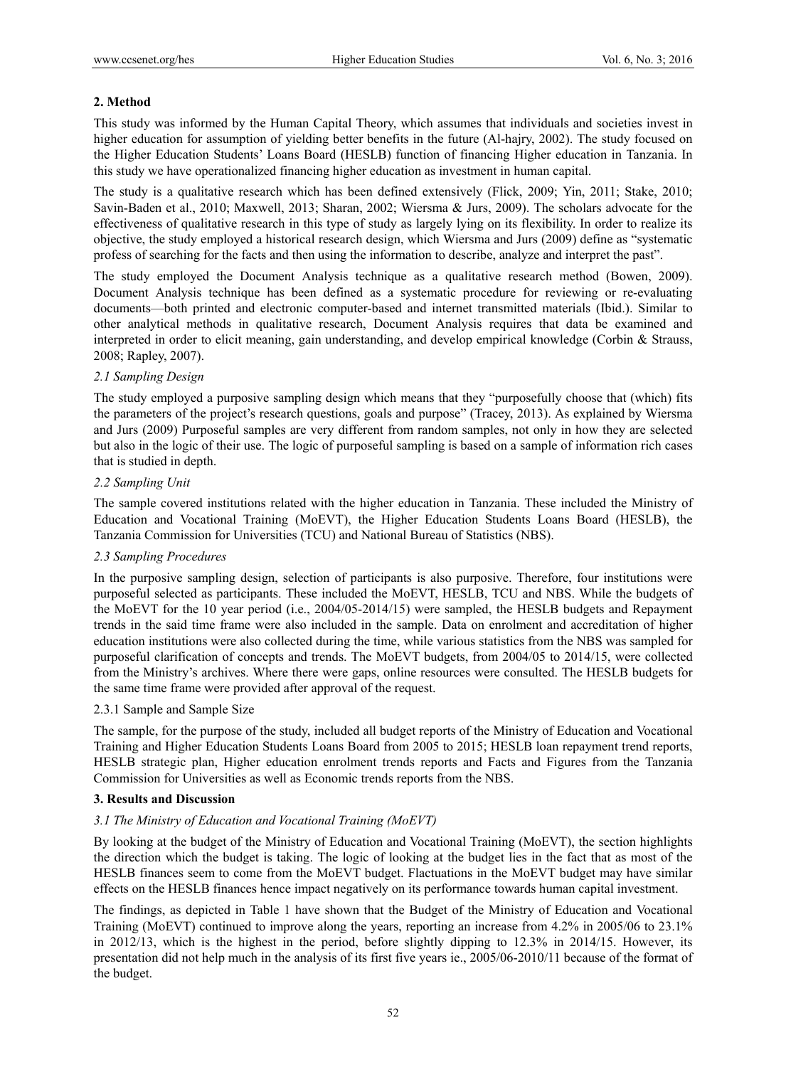## 2. Method

This study was informed by the Human Capital Theory, which assumes that individuals and societies invest in higher education for assumption of yielding better benefits in the future (Al-hajry, 2002). The study focused on the Higher Education Students' Loans Board (HESLB) function of financing Higher education in Tanzania. In this study we have operationalized financing higher education as investment in human capital.

The study is a qualitative research which has been defined extensively (Flick, 2009; Yin, 2011; Stake, 2010; Savin-Baden et al., 2010; Maxwell, 2013; Sharan, 2002; Wiersma & Jurs, 2009). The scholars advocate for the effectiveness of qualitative research in this type of study as largely lying on its flexibility. In order to realize its objective, the study employed a historical research design, which Wiersma and Jurs (2009) define as "systematic profess of searching for the facts and then using the information to describe, analyze and interpret the past".

The study employed the Document Analysis technique as a qualitative research method (Bowen, 2009). Document Analysis technique has been defined as a systematic procedure for reviewing or re-evaluating documents—both printed and electronic computer-based and internet transmitted materials (Ibid.). Similar to other analytical methods in qualitative research, Document Analysis requires that data be examined and interpreted in order to elicit meaning, gain understanding, and develop empirical knowledge (Corbin & Strauss, 2008; Rapley, 2007).

### *2.1 Sampling Design*

The study employed a purposive sampling design which means that they "purposefully choose that (which) fits the parameters of the project's research questions, goals and purpose" (Tracey, 2013). As explained by Wiersma and Jurs (2009) Purposeful samples are very different from random samples, not only in how they are selected but also in the logic of their use. The logic of purposeful sampling is based on a sample of information rich cases that is studied in depth.

### *2.2 Sampling Unit*

The sample covered institutions related with the higher education in Tanzania. These included the Ministry of Education and Vocational Training (MoEVT), the Higher Education Students Loans Board (HESLB), the Tanzania Commission for Universities (TCU) and National Bureau of Statistics (NBS).

### *2.3 Sampling Procedures*

In the purposive sampling design, selection of participants is also purposive. Therefore, four institutions were purposeful selected as participants. These included the MoEVT, HESLB, TCU and NBS. While the budgets of the MoEVT for the 10 year period (i.e., 2004/05-2014/15) were sampled, the HESLB budgets and Repayment trends in the said time frame were also included in the sample. Data on enrolment and accreditation of higher education institutions were also collected during the time, while various statistics from the NBS was sampled for purposeful clarification of concepts and trends. The MoEVT budgets, from 2004/05 to 2014/15, were collected from the Ministry's archives. Where there were gaps, online resources were consulted. The HESLB budgets for the same time frame were provided after approval of the request.

#### 2.3.1 Sample and Sample Size

The sample, for the purpose of the study, included all budget reports of the Ministry of Education and Vocational Training and Higher Education Students Loans Board from 2005 to 2015; HESLB loan repayment trend reports, HESLB strategic plan, Higher education enrolment trends reports and Facts and Figures from the Tanzania Commission for Universities as well as Economic trends reports from the NBS.

## 3. Results and Discussion

### *3.1 The Ministry of Education and Vocational Training (MoEVT)*

By looking at the budget of the Ministry of Education and Vocational Training (MoEVT), the section highlights the direction which the budget is taking. The logic of looking at the budget lies in the fact that as most of the HESLB finances seem to come from the MoEVT budget. Flactuations in the MoEVT budget may have similar effects on the HESLB finances hence impact negatively on its performance towards human capital investment.

The findings, as depicted in Table 1 have shown that the Budget of the Ministry of Education and Vocational Training (MoEVT) continued to improve along the years, reporting an increase from 4.2% in 2005/06 to 23.1% in 2012/13, which is the highest in the period, before slightly dipping to 12.3% in 2014/15. However, its presentation did not help much in the analysis of its first five years ie., 2005/06-2010/11 because of the format of the budget.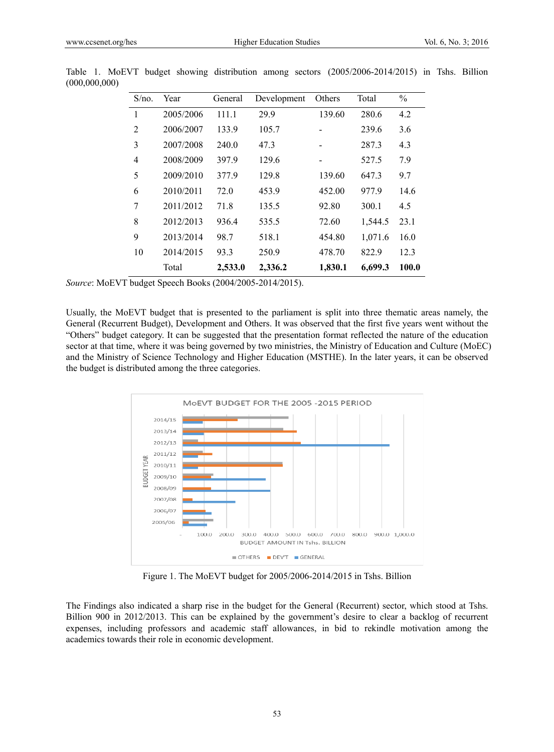Table 1. MoEVT budget showing distribution among sectors (2005/2006-2014/2015) in Tshs. Billion (000,000,000)

| S/no. | Year | General | Development | Others | Total | % |
|---|---|---|---|---|---|---|
| 1 | 2005/2006 | 111.1 | 29.9 | 139.60 | 280.6 | 4.2 |
| 2 | 2006/2007 | 133.9 | 105.7 | - | 239.6 | 3.6 |
| 3 | 2007/2008 | 240.0 | 47.3 | - | 287.3 | 4.3 |
| 4 | 2008/2009 | 397.9 | 129.6 | - | 527.5 | 7.9 |
| 5 | 2009/2010 | 377.9 | 129.8 | 139.60 | 647.3 | 9.7 |
| 6 | 2010/2011 | 72.0 | 453.9 | 452.00 | 977.9 | 14.6 |
| 7 | 2011/2012 | 71.8 | 135.5 | 92.80 | 300.1 | 4.5 |
| 8 | 2012/2013 | 936.4 | 535.5 | 72.60 | 1,544.5 | 23.1 |
| 9 | 2013/2014 | 98.7 | 518.1 | 454.80 | 1,071.6 | 16.0 |
| 10 | 2014/2015 | 93.3 | 250.9 | 478.70 | 822.9 | 12.3 |
| | Total | **2,533.0** | **2,336.2** | **1,830.1** | **6,699.3** | **100.0** |

*Source*: MoEVT budget Speech Books (2004/2005-2014/2015).

Usually, the MoEVT budget that is presented to the parliament is split into three thematic areas namely, the General (Recurrent Budget), Development and Others. It was observed that the first five years went without the "Others" budget category. It can be suggested that the presentation format reflected the nature of the education sector at that time, where it was being governed by two ministries, the Ministry of Education and Culture (MoEC) and the Ministry of Science Technology and Higher Education (MSTHE). In the later years, it can be observed the budget is distributed among the three categories.

Figure 1. The MoEVT budget for 2005/2006-2014/2015 in Tshs. Billion

The Findings also indicated a sharp rise in the budget for the General (Recurrent) sector, which stood at Tshs. Billion 900 in 2012/2013. This can be explained by the government's desire to clear a backlog of recurrent expenses, including professors and academic staff allowances, in bid to rekindle motivation among the academics towards their role in economic development.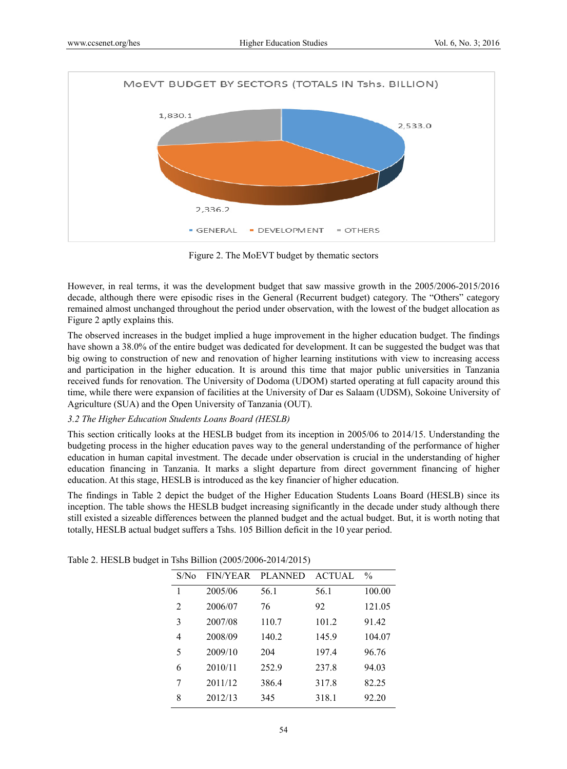MoEVT BUDGET BY SECTORS (TOTALS IN Tshs. BILLION)

1,830.1

2,533.0

2,336.2

GENERAL · DEVELOPMENT · OTHERS

Figure 2. The MoEVT budget by thematic sectors

However, in real terms, it was the development budget that saw massive growth in the 2005/2006-2015/2016 decade, although there were episodic rises in the General (Recurrent budget) category. The "Others" category remained almost unchanged throughout the period under observation, with the lowest of the budget allocation as Figure 2 aptly explains this.

The observed increases in the budget implied a huge improvement in the higher education budget. The findings have shown a 38.0% of the entire budget was dedicated for development. It can be suggested the budget was that big owing to construction of new and renovation of higher learning institutions with view to increasing access and participation in the higher education. It is around this time that major public universities in Tanzania received funds for renovation. The University of Dodoma (UDOM) started operating at full capacity around this time, while there were expansion of facilities at the University of Dar es Salaam (UDSM), Sokoine University of Agriculture (SUA) and the Open University of Tanzania (OUT).

*3.2 The Higher Education Students Loans Board (HESLB)*

This section critically looks at the HESLB budget from its inception in 2005/06 to 2014/15. Understanding the budgeting process in the higher education paves way to the general understanding of the performance of higher education in human capital investment. The decade under observation is crucial in the understanding of higher education financing in Tanzania. It marks a slight departure from direct government financing of higher education. At this stage, HESLB is introduced as the key financier of higher education.

The findings in Table 2 depict the budget of the Higher Education Students Loans Board (HESLB) since its inception. The table shows the HESLB budget increasing significantly in the decade under study although there still existed a sizeable differences between the planned budget and the actual budget. But, it is worth noting that totally, HESLB actual budget suffers a Tshs. 105 Billion deficit in the 10 year period.

Table 2. HESLB budget in Tshs Billion (2005/2006-2014/2015)

| S/No | FIN/YEAR | PLANNED | ACTUAL | % |
|---|---|---|---|---|
| 1 | 2005/06 | 56.1 | 56.1 | 100.00 |
| 2 | 2006/07 | 76 | 92 | 121.05 |
| 3 | 2007/08 | 110.7 | 101.2 | 91.42 |
| 4 | 2008/09 | 140.2 | 145.9 | 104.07 |
| 5 | 2009/10 | 204 | 197.4 | 96.76 |
| 6 | 2010/11 | 252.9 | 237.8 | 94.03 |
| 7 | 2011/12 | 386.4 | 317.8 | 82.25 |
| 8 | 2012/13 | 345 | 318.1 | 92.20 |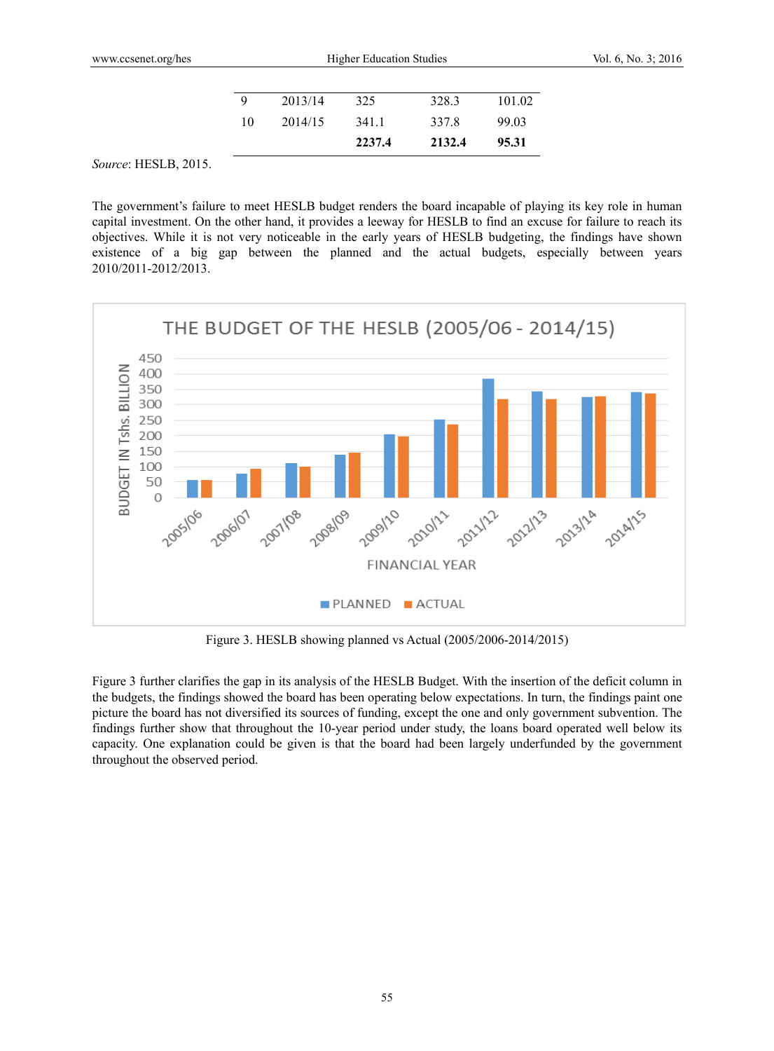| | | | | |
|---|---|---|---|---|
| 9 | 2013/14 | 325 | 328.3 | 101.02 |
| 10 | 2014/15 | 341.1 | 337.8 | 99.03 |
| | | **2237.4** | **2132.4** | **95.31** |

*Source*: HESLB, 2015.

The government's failure to meet HESLB budget renders the board incapable of playing its key role in human capital investment. On the other hand, it provides a leeway for HESLB to find an excuse for failure to reach its objectives. While it is not very noticeable in the early years of HESLB budgeting, the findings have shown existence of a big gap between the planned and the actual budgets, especially between years 2010/2011-2012/2013.

Figure 3. HESLB showing planned vs Actual (2005/2006-2014/2015)

Figure 3 further clarifies the gap in its analysis of the HESLB Budget. With the insertion of the deficit column in the budgets, the findings showed the board has been operating below expectations. In turn, the findings paint one picture the board has not diversified its sources of funding, except the one and only government subvention. The findings further show that throughout the 10-year period under study, the loans board operated well below its capacity. One explanation could be given is that the board had been largely underfunded by the government throughout the observed period.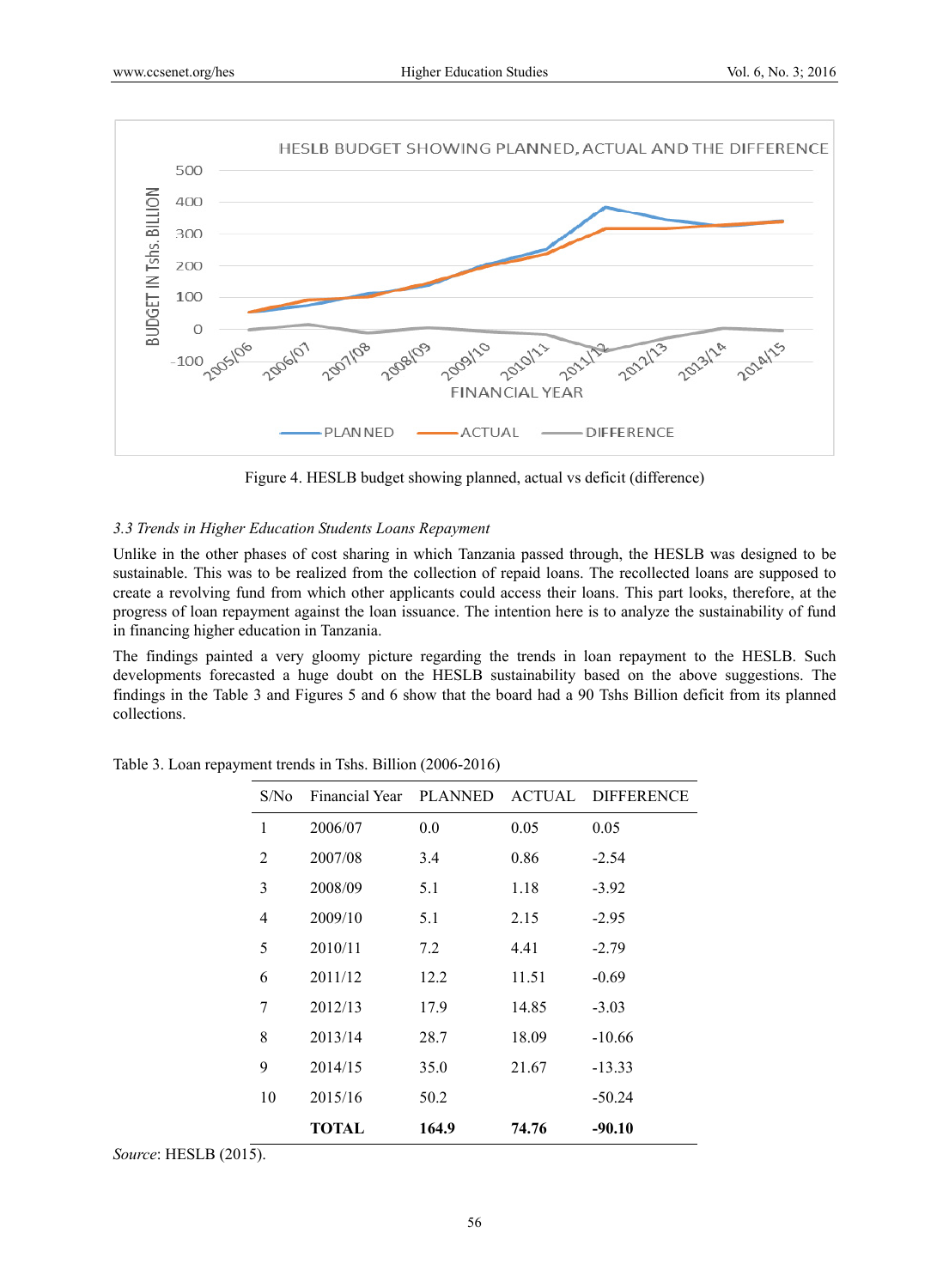Figure 4. HESLB budget showing planned, actual vs deficit (difference)

### 3.3 Trends in Higher Education Students Loans Repayment

Unlike in the other phases of cost sharing in which Tanzania passed through, the HESLB was designed to be sustainable. This was to be realized from the collection of repaid loans. The recollected loans are supposed to create a revolving fund from which other applicants could access their loans. This part looks, therefore, at the progress of loan repayment against the loan issuance. The intention here is to analyze the sustainability of fund in financing higher education in Tanzania.

The findings painted a very gloomy picture regarding the trends in loan repayment to the HESLB. Such developments forecasted a huge doubt on the HESLB sustainability based on the above suggestions. The findings in the Table 3 and Figures 5 and 6 show that the board had a 90 Tshs Billion deficit from its planned collections.

Table 3. Loan repayment trends in Tshs. Billion (2006-2016)

| S/No | Financial Year | PLANNED | ACTUAL | DIFFERENCE |
|---|---|---|---|---|
| 1 | 2006/07 | 0.0 | 0.05 | 0.05 |
| 2 | 2007/08 | 3.4 | 0.86 | -2.54 |
| 3 | 2008/09 | 5.1 | 1.18 | -3.92 |
| 4 | 2009/10 | 5.1 | 2.15 | -2.95 |
| 5 | 2010/11 | 7.2 | 4.41 | -2.79 |
| 6 | 2011/12 | 12.2 | 11.51 | -0.69 |
| 7 | 2012/13 | 17.9 | 14.85 | -3.03 |
| 8 | 2013/14 | 28.7 | 18.09 | -10.66 |
| 9 | 2014/15 | 35.0 | 21.67 | -13.33 |
| 10 | 2015/16 | 50.2 | | -50.24 |
| | **TOTAL** | **164.9** | **74.76** | **-90.10** |

*Source*: HESLB (2015).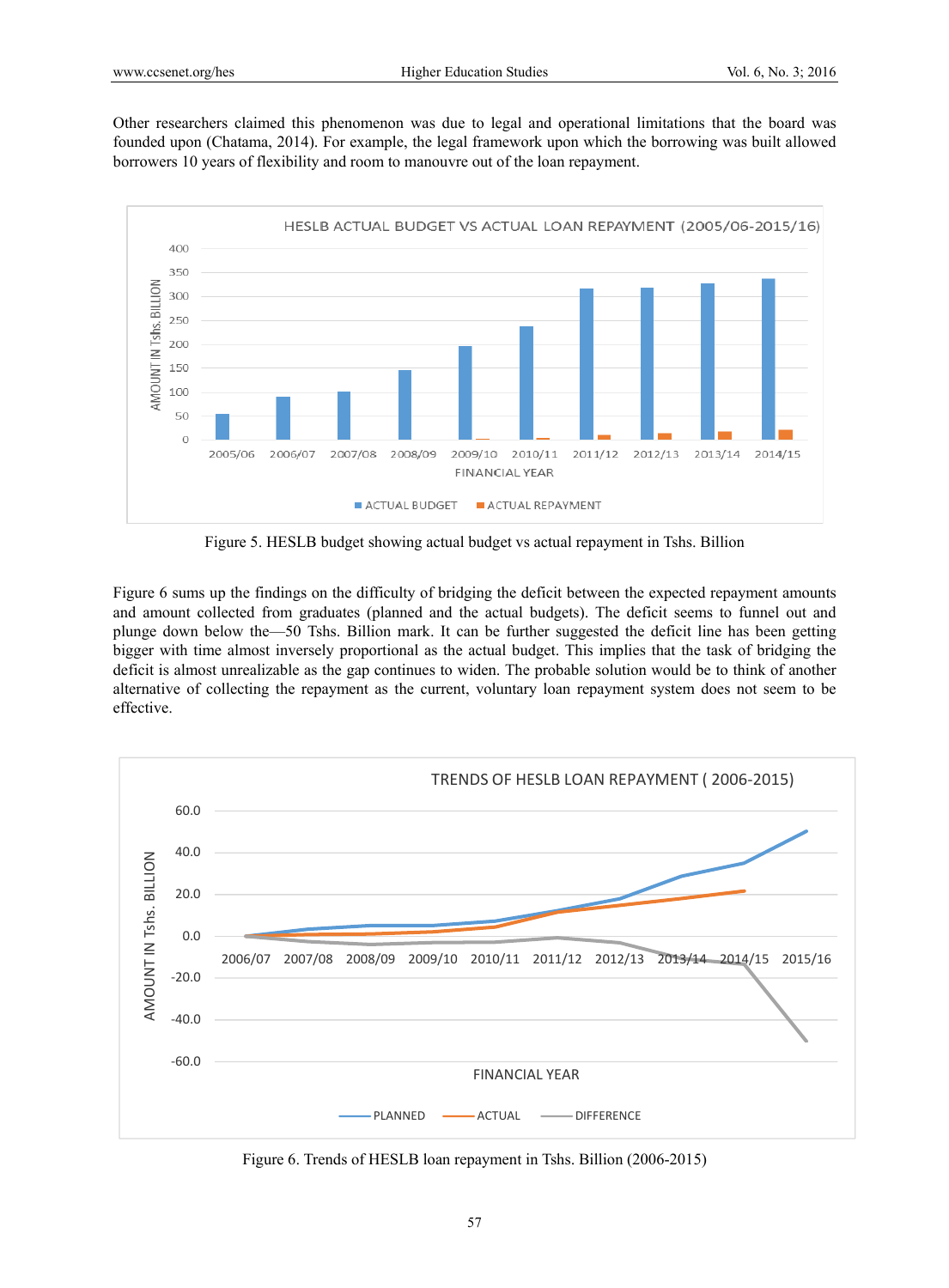Other researchers claimed this phenomenon was due to legal and operational limitations that the board was founded upon (Chatama, 2014). For example, the legal framework upon which the borrowing was built allowed borrowers 10 years of flexibility and room to manouvre out of the loan repayment.

Figure 5. HESLB budget showing actual budget vs actual repayment in Tshs. Billion

Figure 6 sums up the findings on the difficulty of bridging the deficit between the expected repayment amounts and amount collected from graduates (planned and the actual budgets). The deficit seems to funnel out and plunge down below the—50 Tshs. Billion mark. It can be further suggested the deficit line has been getting bigger with time almost inversely proportional as the actual budget. This implies that the task of bridging the deficit is almost unrealizable as the gap continues to widen. The probable solution would be to think of another alternative of collecting the repayment as the current, voluntary loan repayment system does not seem to be effective.

Figure 6. Trends of HESLB loan repayment in Tshs. Billion (2006-2015)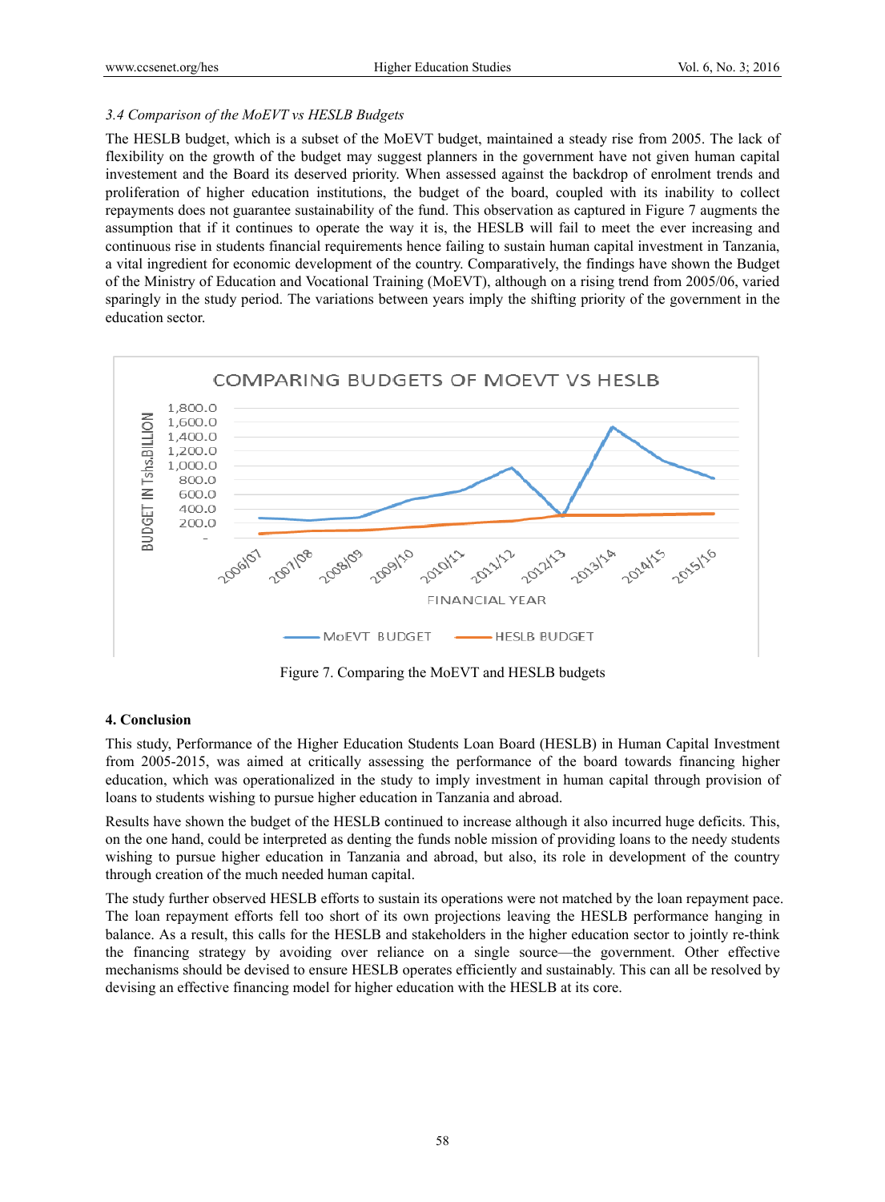*3.4 Comparison of the MoEVT vs HESLB Budgets*

The HESLB budget, which is a subset of the MoEVT budget, maintained a steady rise from 2005. The lack of flexibility on the growth of the budget may suggest planners in the government have not given human capital investement and the Board its deserved priority. When assessed against the backdrop of enrolment trends and proliferation of higher education institutions, the budget of the board, coupled with its inability to collect repayments does not guarantee sustainability of the fund. This observation as captured in Figure 7 augments the assumption that if it continues to operate the way it is, the HESLB will fail to meet the ever increasing and continuous rise in students financial requirements hence failing to sustain human capital investment in Tanzania, a vital ingredient for economic development of the country. Comparatively, the findings have shown the Budget of the Ministry of Education and Vocational Training (MoEVT), although on a rising trend from 2005/06, varied sparingly in the study period. The variations between years imply the shifting priority of the government in the education sector.

Figure 7. Comparing the MoEVT and HESLB budgets

## 4. Conclusion

This study, Performance of the Higher Education Students Loan Board (HESLB) in Human Capital Investment from 2005-2015, was aimed at critically assessing the performance of the board towards financing higher education, which was operationalized in the study to imply investment in human capital through provision of loans to students wishing to pursue higher education in Tanzania and abroad.

Results have shown the budget of the HESLB continued to increase although it also incurred huge deficits. This, on the one hand, could be interpreted as denting the funds noble mission of providing loans to the needy students wishing to pursue higher education in Tanzania and abroad, but also, its role in development of the country through creation of the much needed human capital.

The study further observed HESLB efforts to sustain its operations were not matched by the loan repayment pace. The loan repayment efforts fell too short of its own projections leaving the HESLB performance hanging in balance. As a result, this calls for the HESLB and stakeholders in the higher education sector to jointly re-think the financing strategy by avoiding over reliance on a single source—the government. Other effective mechanisms should be devised to ensure HESLB operates efficiently and sustainably. This can all be resolved by devising an effective financing model for higher education with the HESLB at its core.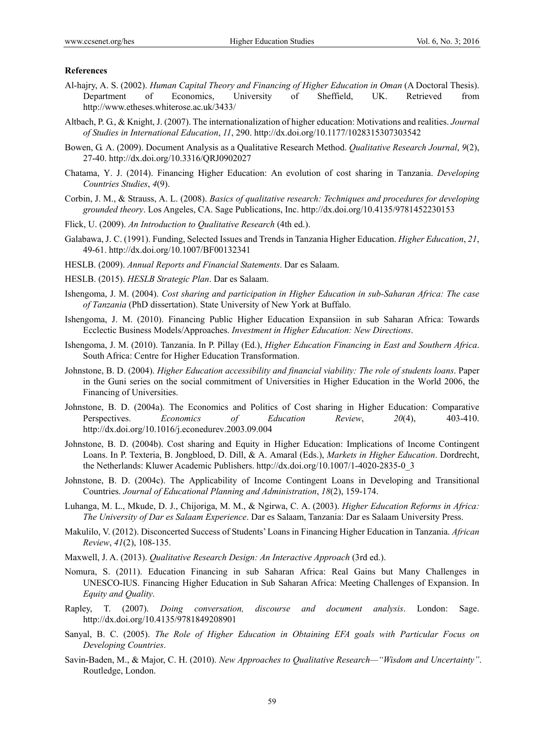## References

Al-hajry, A. S. (2002). *Human Capital Theory and Financing of Higher Education in Oman* (A Doctoral Thesis). Department of Economics, University of Sheffield, UK. Retrieved from http://www.etheses.whiterose.ac.uk/3433/

Altbach, P. G., & Knight, J. (2007). The internationalization of higher education: Motivations and realities. *Journal of Studies in International Education*, *11*, 290. http://dx.doi.org/10.1177/1028315307303542

Bowen, G. A. (2009). Document Analysis as a Qualitative Research Method. *Qualitative Research Journal*, *9*(2), 27-40. http://dx.doi.org/10.3316/QRJ0902027

Chatama, Y. J. (2014). Financing Higher Education: An evolution of cost sharing in Tanzania. *Developing Countries Studies*, *4*(9).

Corbin, J. M., & Strauss, A. L. (2008). *Basics of qualitative research: Techniques and procedures for developing grounded theory*. Los Angeles, CA. Sage Publications, Inc. http://dx.doi.org/10.4135/9781452230153

Flick, U. (2009). *An Introduction to Qualitative Research* (4th ed.).

Galabawa, J. C. (1991). Funding, Selected Issues and Trends in Tanzania Higher Education. *Higher Education*, *21*, 49-61. http://dx.doi.org/10.1007/BF00132341

HESLB. (2009). *Annual Reports and Financial Statements*. Dar es Salaam.

HESLB. (2015). *HESLB Strategic Plan*. Dar es Salaam.

Ishengoma, J. M. (2004). *Cost sharing and participation in Higher Education in sub-Saharan Africa: The case of Tanzania* (PhD dissertation). State University of New York at Buffalo.

Ishengoma, J. M. (2010). Financing Public Higher Education Expansiion in sub Saharan Africa: Towards Ecclectic Business Models/Approaches. *Investment in Higher Education: New Directions*.

Ishengoma, J. M. (2010). Tanzania. In P. Pillay (Ed.), *Higher Education Financing in East and Southern Africa*. South Africa: Centre for Higher Education Transformation.

Johnstone, B. D. (2004). *Higher Education accessibility and financial viability: The role of students loans*. Paper in the Guni series on the social commitment of Universities in Higher Education in the World 2006, the Financing of Universities.

Johnstone, B. D. (2004a). The Economics and Politics of Cost sharing in Higher Education: Comparative Perspectives. *Economics of Education Review*, *20*(4), 403-410. http://dx.doi.org/10.1016/j.econedurev.2003.09.004

Johnstone, B. D. (2004b). Cost sharing and Equity in Higher Education: Implications of Income Contingent Loans. In P. Texteria, B. Jongbloed, D. Dill, & A. Amaral (Eds.), *Markets in Higher Education*. Dordrecht, the Netherlands: Kluwer Academic Publishers. http://dx.doi.org/10.1007/1-4020-2835-0_3

Johnstone, B. D. (2004c). The Applicability of Income Contingent Loans in Developing and Transitional Countries. *Journal of Educational Planning and Administration*, *18*(2), 159-174.

Luhanga, M. L., Mkude, D. J., Chijoriga, M. M., & Ngirwa, C. A. (2003). *Higher Education Reforms in Africa: The University of Dar es Salaam Experience*. Dar es Salaam, Tanzania: Dar es Salaam University Press.

Makulilo, V. (2012). Disconcerted Success of Students' Loans in Financing Higher Education in Tanzania. *African Review*, *41*(2), 108-135.

Maxwell, J. A. (2013). *Qualitative Research Design: An Interactive Approach* (3rd ed.).

Nomura, S. (2011). Education Financing in sub Saharan Africa: Real Gains but Many Challenges in UNESCO-IUS. Financing Higher Education in Sub Saharan Africa: Meeting Challenges of Expansion. In *Equity and Quality*.

Rapley, T. (2007). *Doing conversation, discourse and document analysis*. London: Sage. http://dx.doi.org/10.4135/9781849208901

Sanyal, B. C. (2005). *The Role of Higher Education in Obtaining EFA goals with Particular Focus on Developing Countries*.

Savin-Baden, M., & Major, C. H. (2010). *New Approaches to Qualitative Research—"Wisdom and Uncertainty"*. Routledge, London.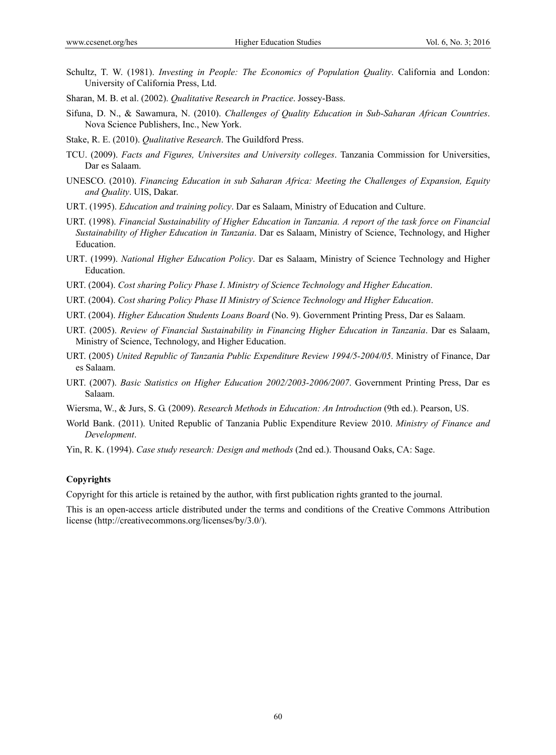Schultz, T. W. (1981). *Investing in People: The Economics of Population Quality*. California and London: University of California Press, Ltd.

Sharan, M. B. et al. (2002). *Qualitative Research in Practice*. Jossey-Bass.

Sifuna, D. N., & Sawamura, N. (2010). *Challenges of Quality Education in Sub-Saharan African Countries*. Nova Science Publishers, Inc., New York.

Stake, R. E. (2010). *Qualitative Research*. The Guildford Press.

TCU. (2009). *Facts and Figures, Universites and University colleges*. Tanzania Commission for Universities, Dar es Salaam.

UNESCO. (2010). *Financing Education in sub Saharan Africa: Meeting the Challenges of Expansion, Equity and Quality*. UIS, Dakar.

URT. (1995). *Education and training policy*. Dar es Salaam, Ministry of Education and Culture.

URT. (1998). *Financial Sustainability of Higher Education in Tanzania. A report of the task force on Financial Sustainability of Higher Education in Tanzania*. Dar es Salaam, Ministry of Science, Technology, and Higher Education.

URT. (1999). *National Higher Education Policy*. Dar es Salaam, Ministry of Science Technology and Higher Education.

URT. (2004). *Cost sharing Policy Phase I*. *Ministry of Science Technology and Higher Education*.

URT. (2004). *Cost sharing Policy Phase II Ministry of Science Technology and Higher Education*.

URT. (2004). *Higher Education Students Loans Board* (No. 9). Government Printing Press, Dar es Salaam.

URT. (2005). *Review of Financial Sustainability in Financing Higher Education in Tanzania*. Dar es Salaam, Ministry of Science, Technology, and Higher Education.

URT. (2005) *United Republic of Tanzania Public Expenditure Review 1994/5-2004/05*. Ministry of Finance, Dar es Salaam.

URT. (2007). *Basic Statistics on Higher Education 2002/2003-2006/2007*. Government Printing Press, Dar es Salaam.

Wiersma, W., & Jurs, S. G. (2009). *Research Methods in Education: An Introduction* (9th ed.). Pearson, US.

World Bank. (2011). United Republic of Tanzania Public Expenditure Review 2010. *Ministry of Finance and Development*.

Yin, R. K. (1994). *Case study research: Design and methods* (2nd ed.). Thousand Oaks, CA: Sage.

**Copyrights**

Copyright for this article is retained by the author, with first publication rights granted to the journal.

This is an open-access article distributed under the terms and conditions of the Creative Commons Attribution license (http://creativecommons.org/licenses/by/3.0/).